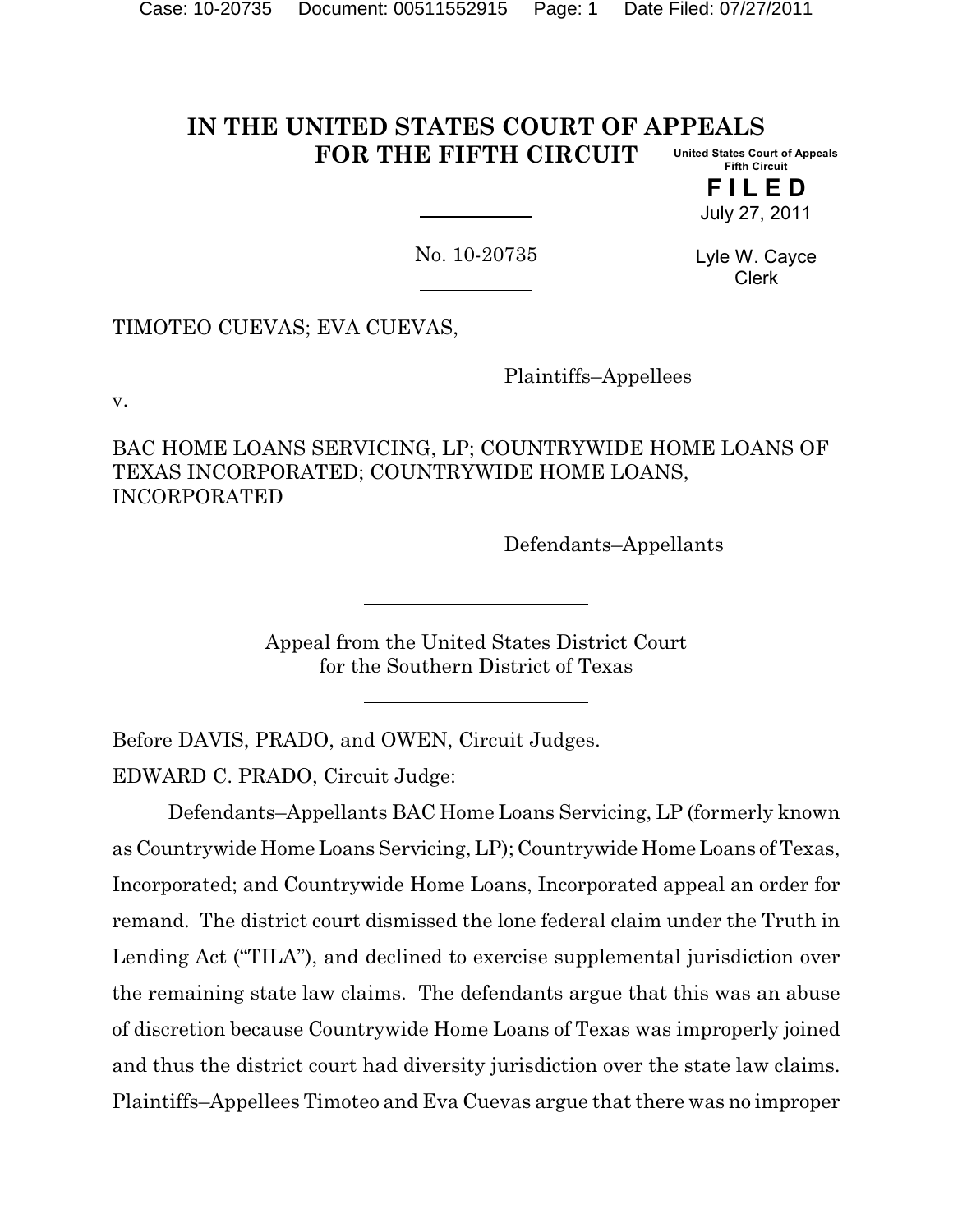# IN THE UNITED STATES COURT OF APPEALS FOR THE FIFTH CIRCUIT

United States Court of Appeals
Fifth Circuit

**F I L E D**

July 27, 2011

Lyle W. Cayce
Clerk

No. 10-20735

TIMOTEO CUEVAS; EVA CUEVAS,

Plaintiffs–Appellees

v.

BAC HOME LOANS SERVICING, LP; COUNTRYWIDE HOME LOANS OF TEXAS INCORPORATED; COUNTRYWIDE HOME LOANS, INCORPORATED

Defendants–Appellants

Appeal from the United States District Court
for the Southern District of Texas

Before DAVIS, PRADO, and OWEN, Circuit Judges.

EDWARD C. PRADO, Circuit Judge:

Defendants–Appellants BAC Home Loans Servicing, LP (formerly known as Countrywide Home Loans Servicing, LP); Countrywide Home Loans of Texas, Incorporated; and Countrywide Home Loans, Incorporated appeal an order for remand. The district court dismissed the lone federal claim under the Truth in Lending Act ("TILA"), and declined to exercise supplemental jurisdiction over the remaining state law claims. The defendants argue that this was an abuse of discretion because Countrywide Home Loans of Texas was improperly joined and thus the district court had diversity jurisdiction over the state law claims. Plaintiffs–Appellees Timoteo and Eva Cuevas argue that there was no improper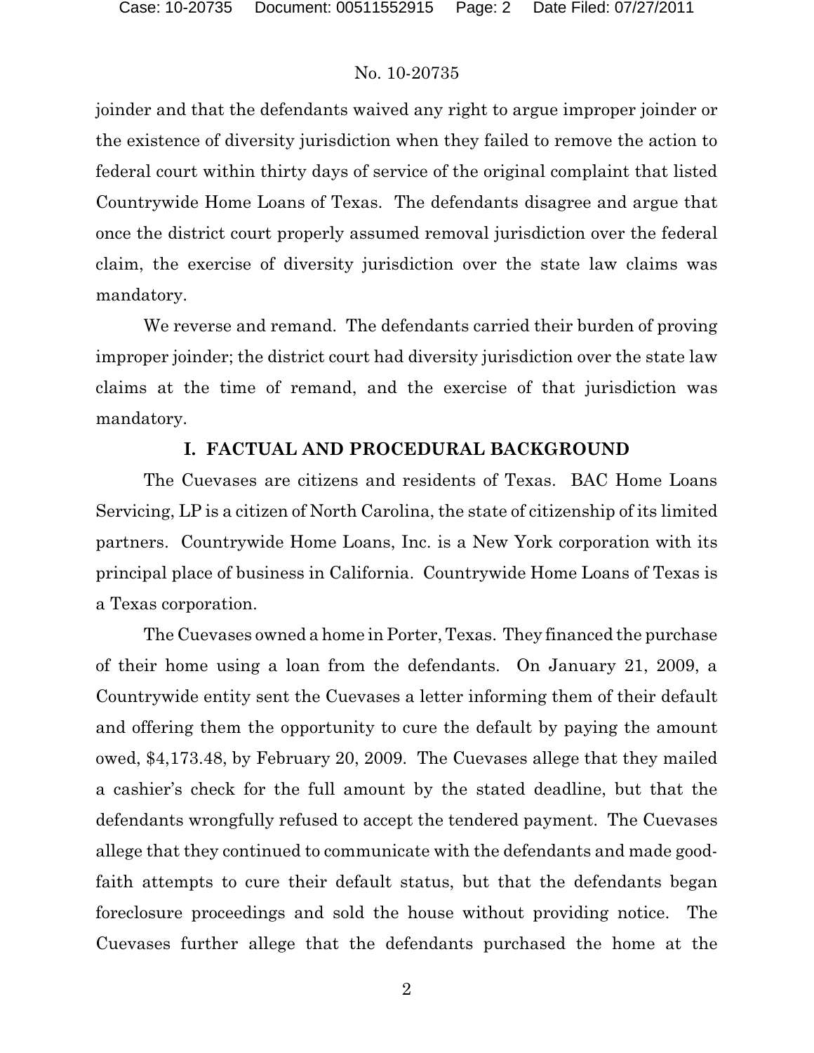joinder and that the defendants waived any right to argue improper joinder or the existence of diversity jurisdiction when they failed to remove the action to federal court within thirty days of service of the original complaint that listed Countrywide Home Loans of Texas. The defendants disagree and argue that once the district court properly assumed removal jurisdiction over the federal claim, the exercise of diversity jurisdiction over the state law claims was mandatory.

We reverse and remand. The defendants carried their burden of proving improper joinder; the district court had diversity jurisdiction over the state law claims at the time of remand, and the exercise of that jurisdiction was mandatory.

## I. FACTUAL AND PROCEDURAL BACKGROUND

The Cuevases are citizens and residents of Texas. BAC Home Loans Servicing, LP is a citizen of North Carolina, the state of citizenship of its limited partners. Countrywide Home Loans, Inc. is a New York corporation with its principal place of business in California. Countrywide Home Loans of Texas is a Texas corporation.

The Cuevases owned a home in Porter, Texas. They financed the purchase of their home using a loan from the defendants. On January 21, 2009, a Countrywide entity sent the Cuevases a letter informing them of their default and offering them the opportunity to cure the default by paying the amount owed, $4,173.48, by February 20, 2009. The Cuevases allege that they mailed a cashier's check for the full amount by the stated deadline, but that the defendants wrongfully refused to accept the tendered payment. The Cuevases allege that they continued to communicate with the defendants and made good-faith attempts to cure their default status, but that the defendants began foreclosure proceedings and sold the house without providing notice. The Cuevases further allege that the defendants purchased the home at the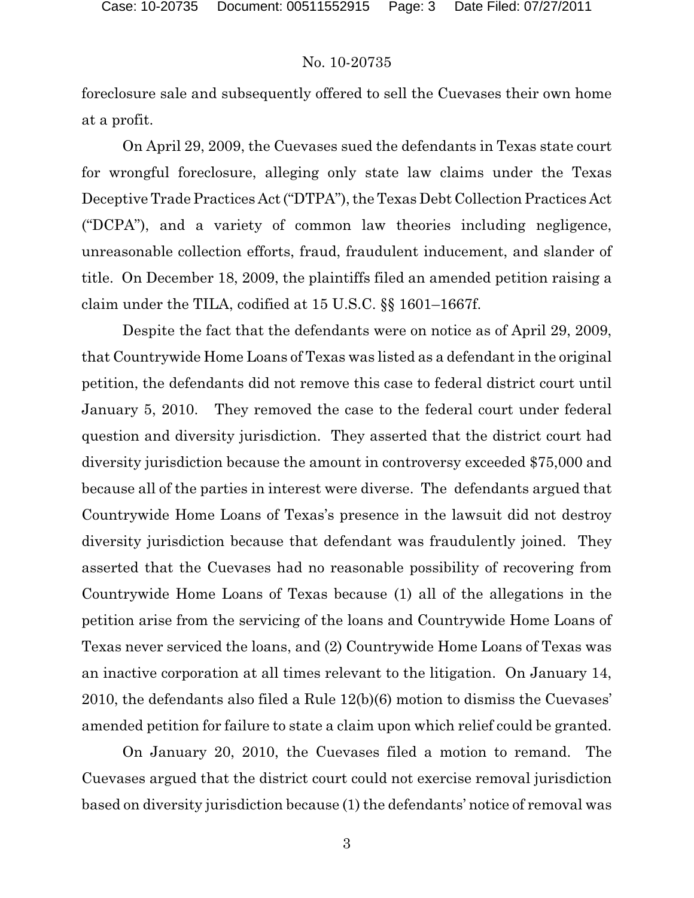foreclosure sale and subsequently offered to sell the Cuevases their own home at a profit.

On April 29, 2009, the Cuevases sued the defendants in Texas state court for wrongful foreclosure, alleging only state law claims under the Texas Deceptive Trade Practices Act ("DTPA"), the Texas Debt Collection Practices Act ("DCPA"), and a variety of common law theories including negligence, unreasonable collection efforts, fraud, fraudulent inducement, and slander of title. On December 18, 2009, the plaintiffs filed an amended petition raising a claim under the TILA, codified at 15 U.S.C. §§ 1601–1667f.

Despite the fact that the defendants were on notice as of April 29, 2009, that Countrywide Home Loans of Texas was listed as a defendant in the original petition, the defendants did not remove this case to federal district court until January 5, 2010. They removed the case to the federal court under federal question and diversity jurisdiction. They asserted that the district court had diversity jurisdiction because the amount in controversy exceeded $75,000 and because all of the parties in interest were diverse. The defendants argued that Countrywide Home Loans of Texas's presence in the lawsuit did not destroy diversity jurisdiction because that defendant was fraudulently joined. They asserted that the Cuevases had no reasonable possibility of recovering from Countrywide Home Loans of Texas because (1) all of the allegations in the petition arise from the servicing of the loans and Countrywide Home Loans of Texas never serviced the loans, and (2) Countrywide Home Loans of Texas was an inactive corporation at all times relevant to the litigation. On January 14, 2010, the defendants also filed a Rule 12(b)(6) motion to dismiss the Cuevases' amended petition for failure to state a claim upon which relief could be granted.

On January 20, 2010, the Cuevases filed a motion to remand. The Cuevases argued that the district court could not exercise removal jurisdiction based on diversity jurisdiction because (1) the defendants' notice of removal was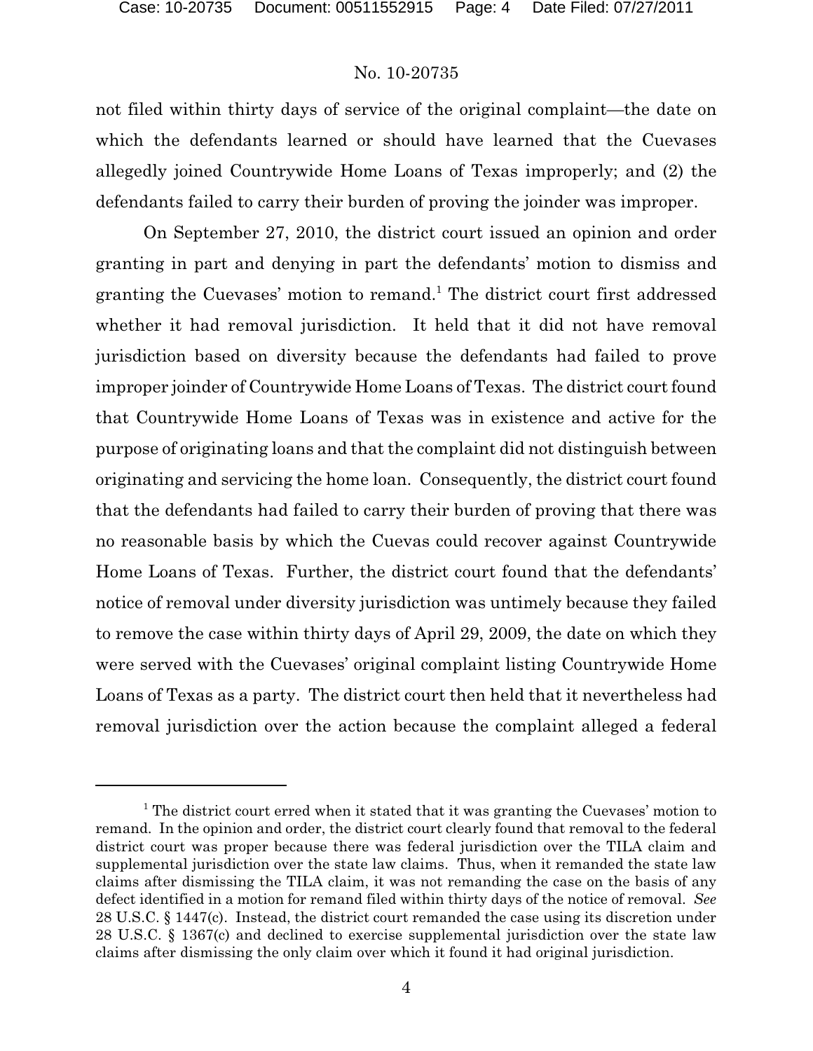not filed within thirty days of service of the original complaint—the date on which the defendants learned or should have learned that the Cuevases allegedly joined Countrywide Home Loans of Texas improperly; and (2) the defendants failed to carry their burden of proving the joinder was improper.

On September 27, 2010, the district court issued an opinion and order granting in part and denying in part the defendants' motion to dismiss and granting the Cuevases' motion to remand.[1] The district court first addressed whether it had removal jurisdiction. It held that it did not have removal jurisdiction based on diversity because the defendants had failed to prove improper joinder of Countrywide Home Loans of Texas. The district court found that Countrywide Home Loans of Texas was in existence and active for the purpose of originating loans and that the complaint did not distinguish between originating and servicing the home loan. Consequently, the district court found that the defendants had failed to carry their burden of proving that there was no reasonable basis by which the Cuevas could recover against Countrywide Home Loans of Texas. Further, the district court found that the defendants' notice of removal under diversity jurisdiction was untimely because they failed to remove the case within thirty days of April 29, 2009, the date on which they were served with the Cuevases' original complaint listing Countrywide Home Loans of Texas as a party. The district court then held that it nevertheless had removal jurisdiction over the action because the complaint alleged a federal

[1] The district court erred when it stated that it was granting the Cuevases' motion to remand. In the opinion and order, the district court clearly found that removal to the federal district court was proper because there was federal jurisdiction over the TILA claim and supplemental jurisdiction over the state law claims. Thus, when it remanded the state law claims after dismissing the TILA claim, it was not remanding the case on the basis of any defect identified in a motion for remand filed within thirty days of the notice of removal. *See* 28 U.S.C. § 1447(c). Instead, the district court remanded the case using its discretion under 28 U.S.C. § 1367(c) and declined to exercise supplemental jurisdiction over the state law claims after dismissing the only claim over which it found it had original jurisdiction.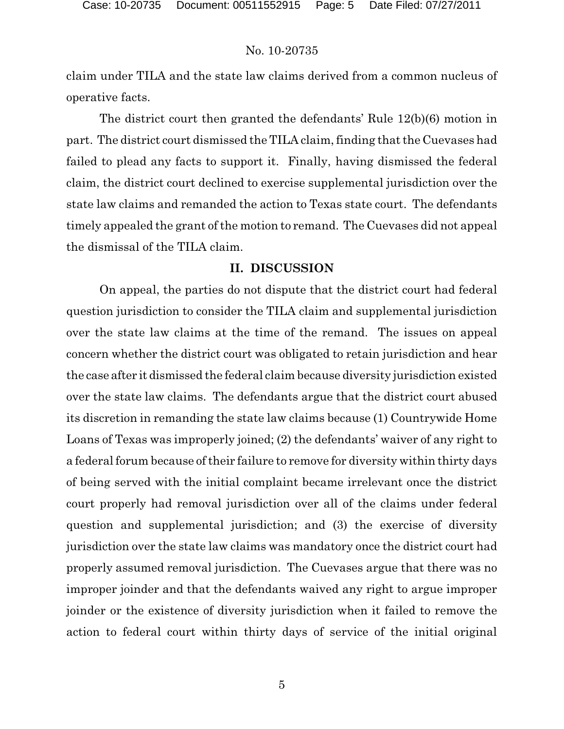claim under TILA and the state law claims derived from a common nucleus of operative facts.

The district court then granted the defendants' Rule 12(b)(6) motion in part. The district court dismissed the TILA claim, finding that the Cuevases had failed to plead any facts to support it. Finally, having dismissed the federal claim, the district court declined to exercise supplemental jurisdiction over the state law claims and remanded the action to Texas state court. The defendants timely appealed the grant of the motion to remand. The Cuevases did not appeal the dismissal of the TILA claim.

## II. DISCUSSION

On appeal, the parties do not dispute that the district court had federal question jurisdiction to consider the TILA claim and supplemental jurisdiction over the state law claims at the time of the remand. The issues on appeal concern whether the district court was obligated to retain jurisdiction and hear the case after it dismissed the federal claim because diversity jurisdiction existed over the state law claims. The defendants argue that the district court abused its discretion in remanding the state law claims because (1) Countrywide Home Loans of Texas was improperly joined; (2) the defendants' waiver of any right to a federal forum because of their failure to remove for diversity within thirty days of being served with the initial complaint became irrelevant once the district court properly had removal jurisdiction over all of the claims under federal question and supplemental jurisdiction; and (3) the exercise of diversity jurisdiction over the state law claims was mandatory once the district court had properly assumed removal jurisdiction. The Cuevases argue that there was no improper joinder and that the defendants waived any right to argue improper joinder or the existence of diversity jurisdiction when it failed to remove the action to federal court within thirty days of service of the initial original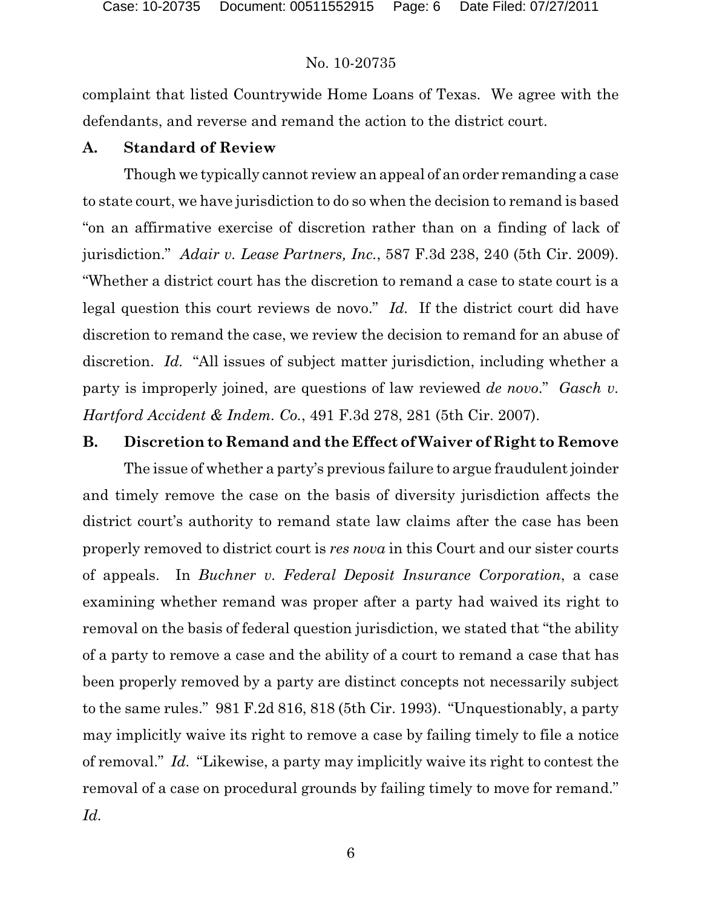complaint that listed Countrywide Home Loans of Texas. We agree with the defendants, and reverse and remand the action to the district court.

### A. Standard of Review

Though we typically cannot review an appeal of an order remanding a case to state court, we have jurisdiction to do so when the decision to remand is based "on an affirmative exercise of discretion rather than on a finding of lack of jurisdiction." *Adair v. Lease Partners, Inc.*, 587 F.3d 238, 240 (5th Cir. 2009). "Whether a district court has the discretion to remand a case to state court is a legal question this court reviews de novo." *Id.* If the district court did have discretion to remand the case, we review the decision to remand for an abuse of discretion. *Id.* "All issues of subject matter jurisdiction, including whether a party is improperly joined, are questions of law reviewed *de novo*." *Gasch v. Hartford Accident & Indem. Co.*, 491 F.3d 278, 281 (5th Cir. 2007).

### B. Discretion to Remand and the Effect of Waiver of Right to Remove

The issue of whether a party's previous failure to argue fraudulent joinder and timely remove the case on the basis of diversity jurisdiction affects the district court's authority to remand state law claims after the case has been properly removed to district court is *res nova* in this Court and our sister courts of appeals. In *Buchner v. Federal Deposit Insurance Corporation*, a case examining whether remand was proper after a party had waived its right to removal on the basis of federal question jurisdiction, we stated that "the ability of a party to remove a case and the ability of a court to remand a case that has been properly removed by a party are distinct concepts not necessarily subject to the same rules." 981 F.2d 816, 818 (5th Cir. 1993). "Unquestionably, a party may implicitly waive its right to remove a case by failing timely to file a notice of removal." *Id.* "Likewise, a party may implicitly waive its right to contest the removal of a case on procedural grounds by failing timely to move for remand." *Id.*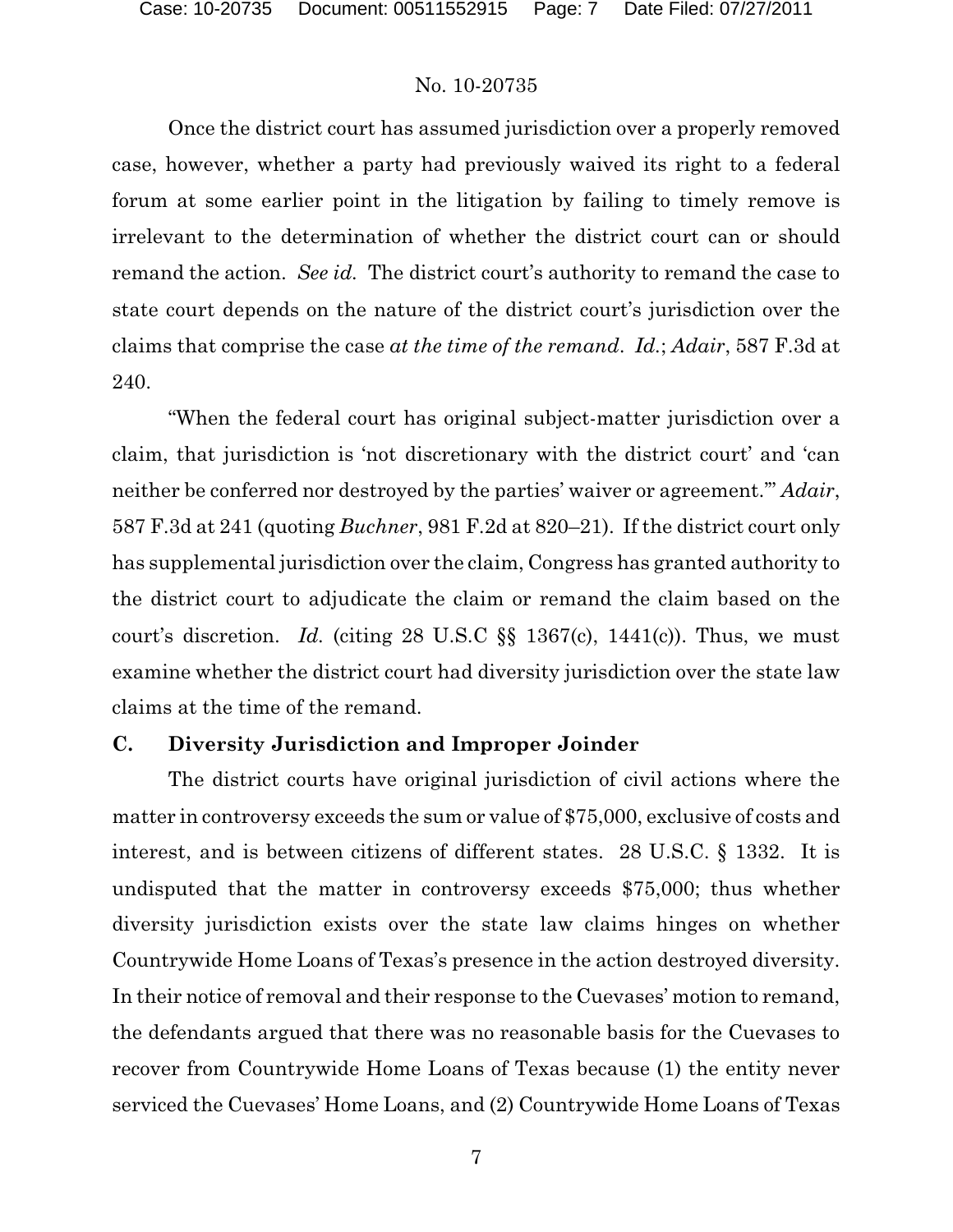Once the district court has assumed jurisdiction over a properly removed case, however, whether a party had previously waived its right to a federal forum at some earlier point in the litigation by failing to timely remove is irrelevant to the determination of whether the district court can or should remand the action. *See id.* The district court's authority to remand the case to state court depends on the nature of the district court's jurisdiction over the claims that comprise the case *at the time of the remand*. *Id.*; *Adair*, 587 F.3d at 240.

"When the federal court has original subject-matter jurisdiction over a claim, that jurisdiction is 'not discretionary with the district court' and 'can neither be conferred nor destroyed by the parties' waiver or agreement.'" *Adair*, 587 F.3d at 241 (quoting *Buchner*, 981 F.2d at 820–21). If the district court only has supplemental jurisdiction over the claim, Congress has granted authority to the district court to adjudicate the claim or remand the claim based on the court's discretion. *Id.* (citing 28 U.S.C §§ 1367(c), 1441(c)). Thus, we must examine whether the district court had diversity jurisdiction over the state law claims at the time of the remand.

### C. Diversity Jurisdiction and Improper Joinder

The district courts have original jurisdiction of civil actions where the matter in controversy exceeds the sum or value of $75,000, exclusive of costs and interest, and is between citizens of different states. 28 U.S.C. § 1332. It is undisputed that the matter in controversy exceeds $75,000; thus whether diversity jurisdiction exists over the state law claims hinges on whether Countrywide Home Loans of Texas's presence in the action destroyed diversity. In their notice of removal and their response to the Cuevases' motion to remand, the defendants argued that there was no reasonable basis for the Cuevases to recover from Countrywide Home Loans of Texas because (1) the entity never serviced the Cuevases' Home Loans, and (2) Countrywide Home Loans of Texas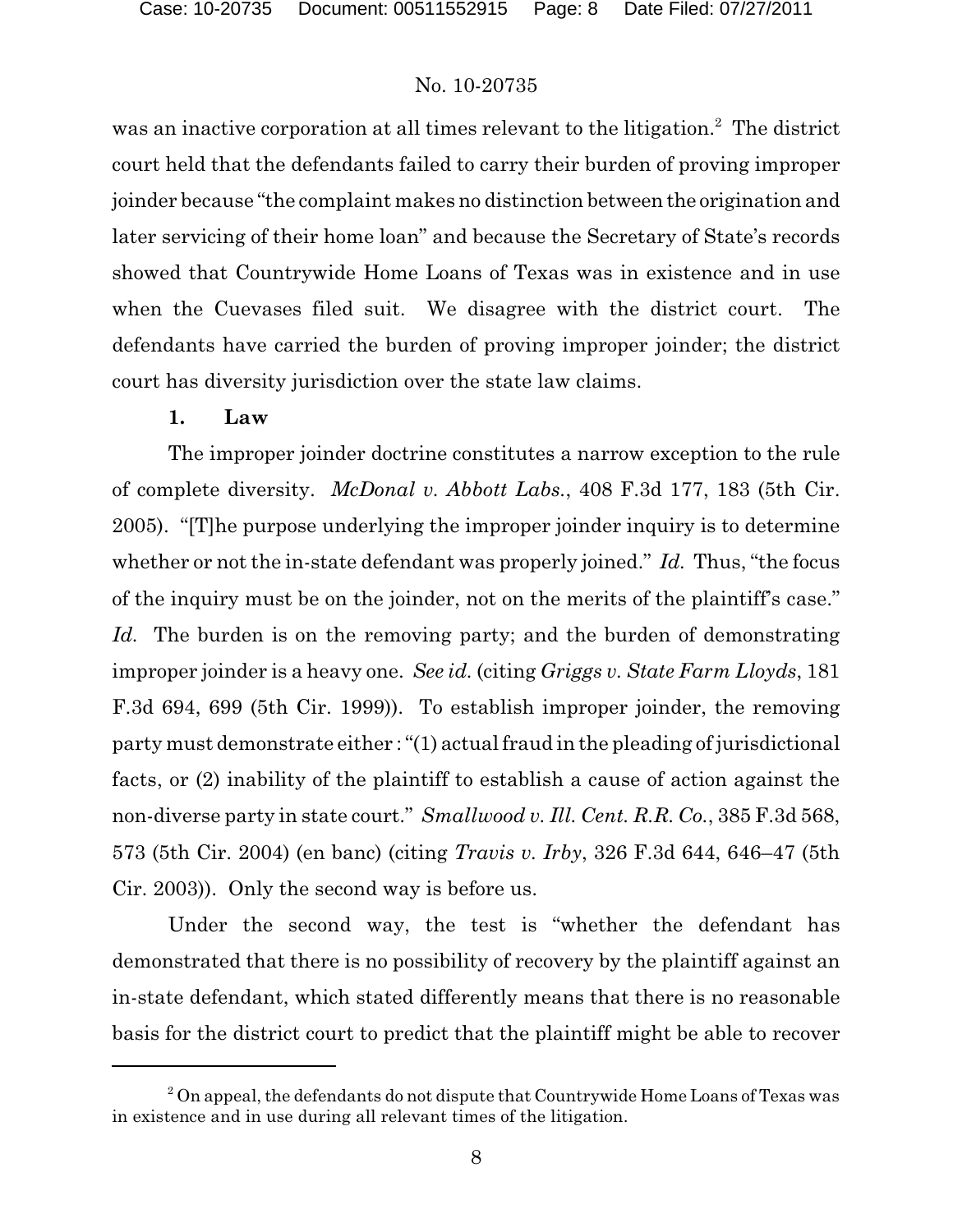was an inactive corporation at all times relevant to the litigation.[2] The district court held that the defendants failed to carry their burden of proving improper joinder because "the complaint makes no distinction between the origination and later servicing of their home loan" and because the Secretary of State's records showed that Countrywide Home Loans of Texas was in existence and in use when the Cuevases filed suit. We disagree with the district court. The defendants have carried the burden of proving improper joinder; the district court has diversity jurisdiction over the state law claims.

**1. Law**

The improper joinder doctrine constitutes a narrow exception to the rule of complete diversity. *McDonal v. Abbott Labs.*, 408 F.3d 177, 183 (5th Cir. 2005). "[T]he purpose underlying the improper joinder inquiry is to determine whether or not the in-state defendant was properly joined." *Id.* Thus, "the focus of the inquiry must be on the joinder, not on the merits of the plaintiff's case." *Id.* The burden is on the removing party; and the burden of demonstrating improper joinder is a heavy one. *See id.* (citing *Griggs v. State Farm Lloyds*, 181 F.3d 694, 699 (5th Cir. 1999)). To establish improper joinder, the removing party must demonstrate either : "(1) actual fraud in the pleading of jurisdictional facts, or (2) inability of the plaintiff to establish a cause of action against the non-diverse party in state court." *Smallwood v. Ill. Cent. R.R. Co.*, 385 F.3d 568, 573 (5th Cir. 2004) (en banc) (citing *Travis v. Irby*, 326 F.3d 644, 646–47 (5th Cir. 2003)). Only the second way is before us.

Under the second way, the test is "whether the defendant has demonstrated that there is no possibility of recovery by the plaintiff against an in-state defendant, which stated differently means that there is no reasonable basis for the district court to predict that the plaintiff might be able to recover

[2] On appeal, the defendants do not dispute that Countrywide Home Loans of Texas was in existence and in use during all relevant times of the litigation.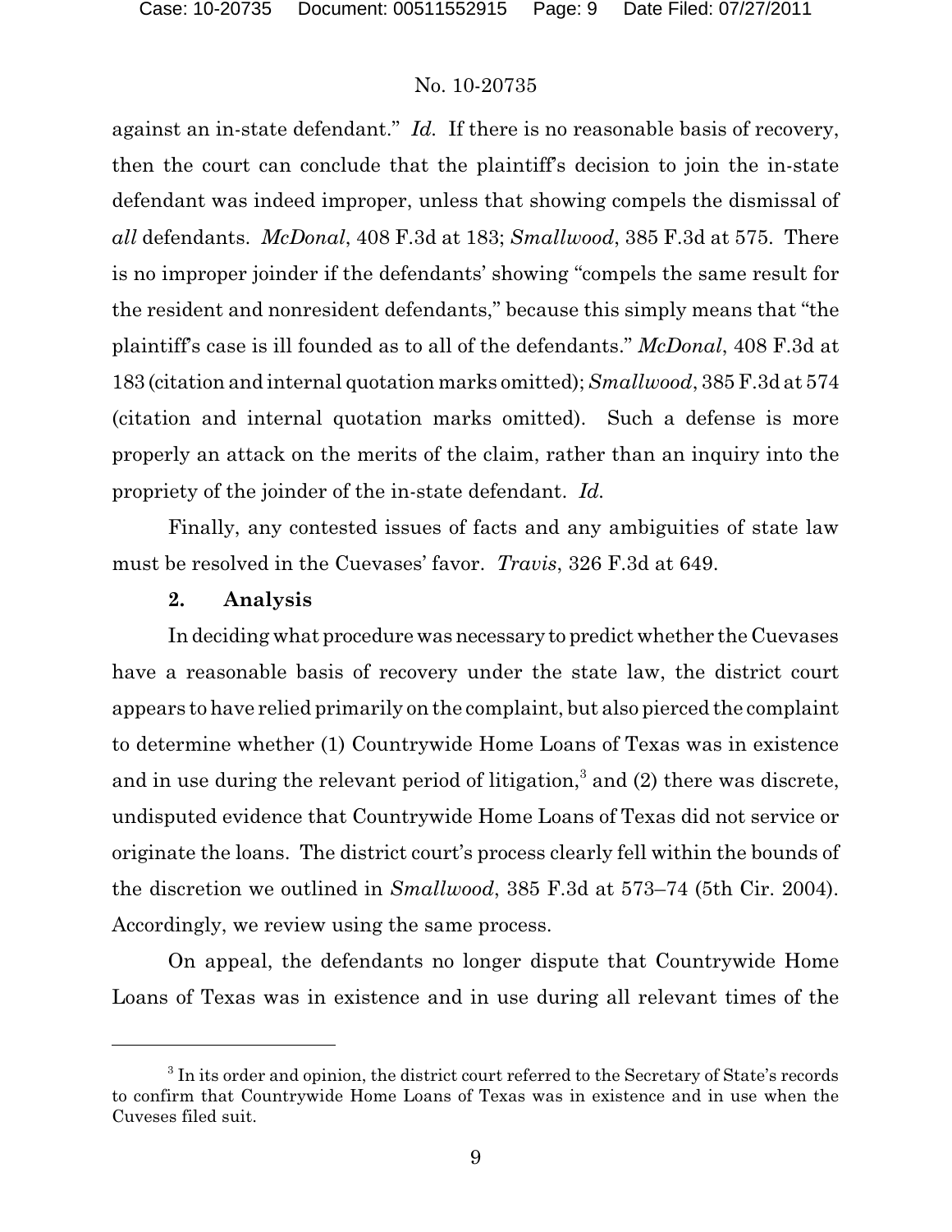against an in-state defendant." *Id.* If there is no reasonable basis of recovery, then the court can conclude that the plaintiff's decision to join the in-state defendant was indeed improper, unless that showing compels the dismissal of *all* defendants. *McDonal*, 408 F.3d at 183; *Smallwood*, 385 F.3d at 575. There is no improper joinder if the defendants' showing "compels the same result for the resident and nonresident defendants," because this simply means that "the plaintiff's case is ill founded as to all of the defendants." *McDonal*, 408 F.3d at 183 (citation and internal quotation marks omitted); *Smallwood*, 385 F.3d at 574 (citation and internal quotation marks omitted). Such a defense is more properly an attack on the merits of the claim, rather than an inquiry into the propriety of the joinder of the in-state defendant. *Id.*

Finally, any contested issues of facts and any ambiguities of state law must be resolved in the Cuevases' favor. *Travis*, 326 F.3d at 649.

**2. Analysis**

In deciding what procedure was necessary to predict whether the Cuevases have a reasonable basis of recovery under the state law, the district court appears to have relied primarily on the complaint, but also pierced the complaint to determine whether (1) Countrywide Home Loans of Texas was in existence and in use during the relevant period of litigation,[3] and (2) there was discrete, undisputed evidence that Countrywide Home Loans of Texas did not service or originate the loans. The district court's process clearly fell within the bounds of the discretion we outlined in *Smallwood*, 385 F.3d at 573–74 (5th Cir. 2004). Accordingly, we review using the same process.

On appeal, the defendants no longer dispute that Countrywide Home Loans of Texas was in existence and in use during all relevant times of the

[3] In its order and opinion, the district court referred to the Secretary of State's records to confirm that Countrywide Home Loans of Texas was in existence and in use when the Cuveses filed suit.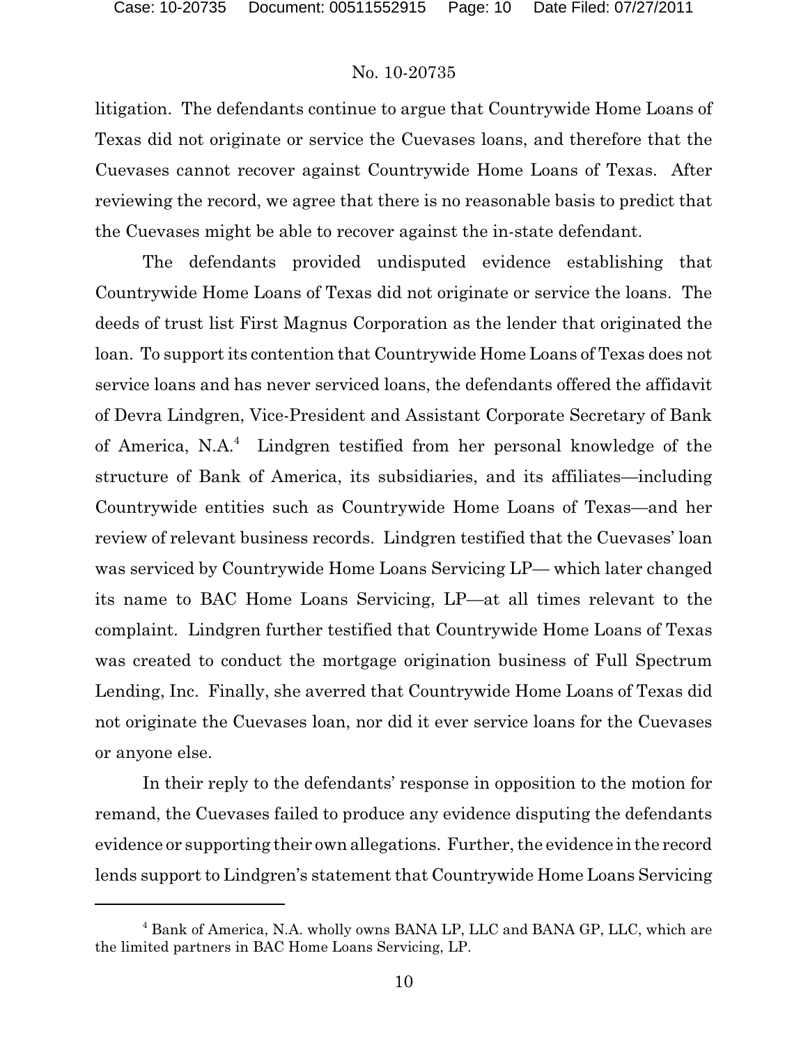litigation. The defendants continue to argue that Countrywide Home Loans of Texas did not originate or service the Cuevases loans, and therefore that the Cuevases cannot recover against Countrywide Home Loans of Texas. After reviewing the record, we agree that there is no reasonable basis to predict that the Cuevases might be able to recover against the in-state defendant.

The defendants provided undisputed evidence establishing that Countrywide Home Loans of Texas did not originate or service the loans. The deeds of trust list First Magnus Corporation as the lender that originated the loan. To support its contention that Countrywide Home Loans of Texas does not service loans and has never serviced loans, the defendants offered the affidavit of Devra Lindgren, Vice-President and Assistant Corporate Secretary of Bank of America, N.A.[4] Lindgren testified from her personal knowledge of the structure of Bank of America, its subsidiaries, and its affiliates—including Countrywide entities such as Countrywide Home Loans of Texas—and her review of relevant business records. Lindgren testified that the Cuevases' loan was serviced by Countrywide Home Loans Servicing LP— which later changed its name to BAC Home Loans Servicing, LP—at all times relevant to the complaint. Lindgren further testified that Countrywide Home Loans of Texas was created to conduct the mortgage origination business of Full Spectrum Lending, Inc. Finally, she averred that Countrywide Home Loans of Texas did not originate the Cuevases loan, nor did it ever service loans for the Cuevases or anyone else.

In their reply to the defendants' response in opposition to the motion for remand, the Cuevases failed to produce any evidence disputing the defendants evidence or supporting their own allegations. Further, the evidence in the record lends support to Lindgren's statement that Countrywide Home Loans Servicing

---

[4] Bank of America, N.A. wholly owns BANA LP, LLC and BANA GP, LLC, which are the limited partners in BAC Home Loans Servicing, LP.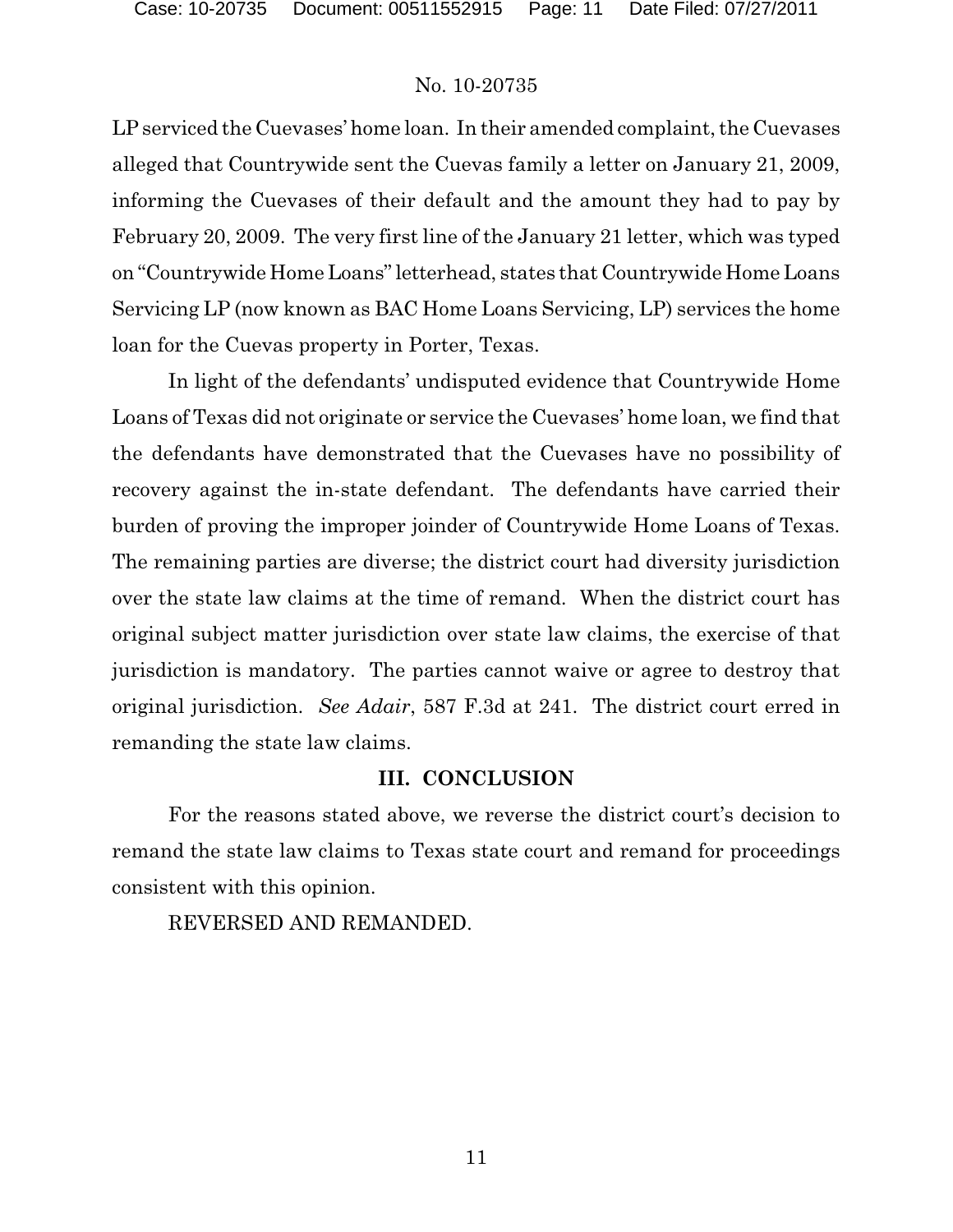LP serviced the Cuevases' home loan. In their amended complaint, the Cuevases alleged that Countrywide sent the Cuevas family a letter on January 21, 2009, informing the Cuevases of their default and the amount they had to pay by February 20, 2009. The very first line of the January 21 letter, which was typed on "Countrywide Home Loans" letterhead, states that Countrywide Home Loans Servicing LP (now known as BAC Home Loans Servicing, LP) services the home loan for the Cuevas property in Porter, Texas.

In light of the defendants' undisputed evidence that Countrywide Home Loans of Texas did not originate or service the Cuevases' home loan, we find that the defendants have demonstrated that the Cuevases have no possibility of recovery against the in-state defendant. The defendants have carried their burden of proving the improper joinder of Countrywide Home Loans of Texas. The remaining parties are diverse; the district court had diversity jurisdiction over the state law claims at the time of remand. When the district court has original subject matter jurisdiction over state law claims, the exercise of that jurisdiction is mandatory. The parties cannot waive or agree to destroy that original jurisdiction. *See Adair*, 587 F.3d at 241. The district court erred in remanding the state law claims.

## III. CONCLUSION

For the reasons stated above, we reverse the district court's decision to remand the state law claims to Texas state court and remand for proceedings consistent with this opinion.

REVERSED AND REMANDED.